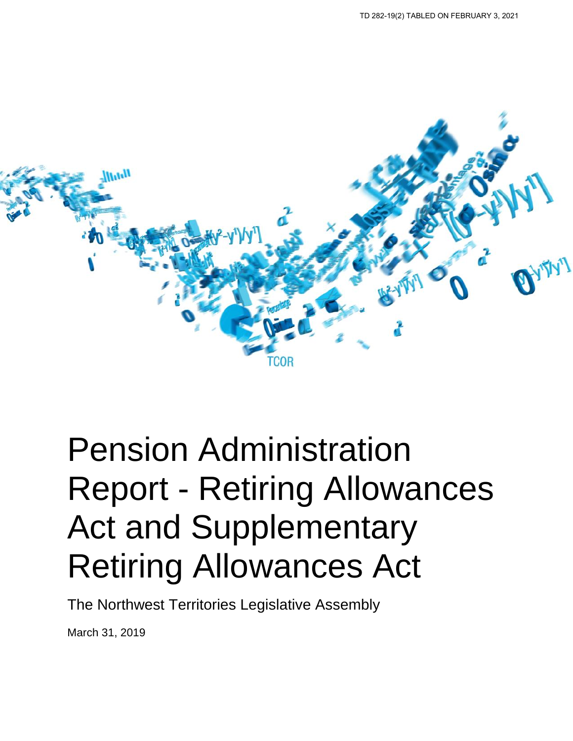TD 282-19(2) TABLED ON FEBRUARY 3, 2021

# Pension Administration Report - Retiring Allowances Act and Supplementary Retiring Allowances Act

The Northwest Territories Legislative Assembly

March 31, 2019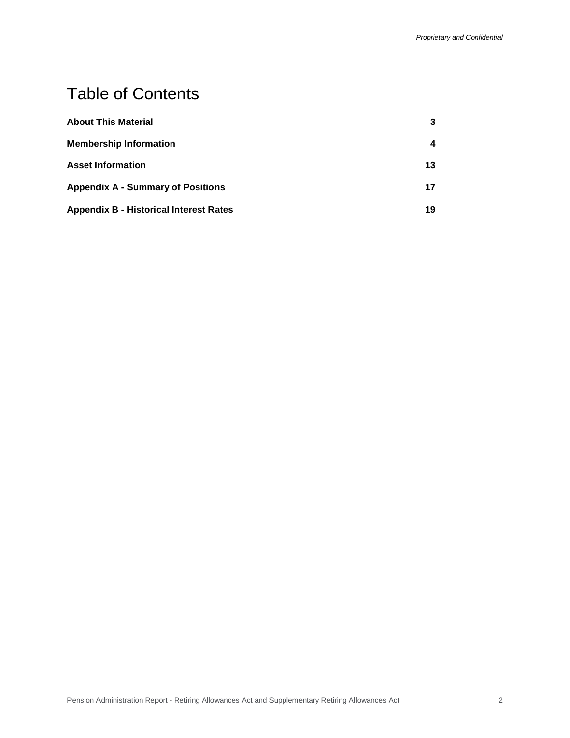# Table of Contents

| | |
|---|---|
| **About This Material** | **3** |
| **Membership Information** | **4** |
| **Asset Information** | **13** |
| **Appendix A - Summary of Positions** | **17** |
| **Appendix B - Historical Interest Rates** | **19** |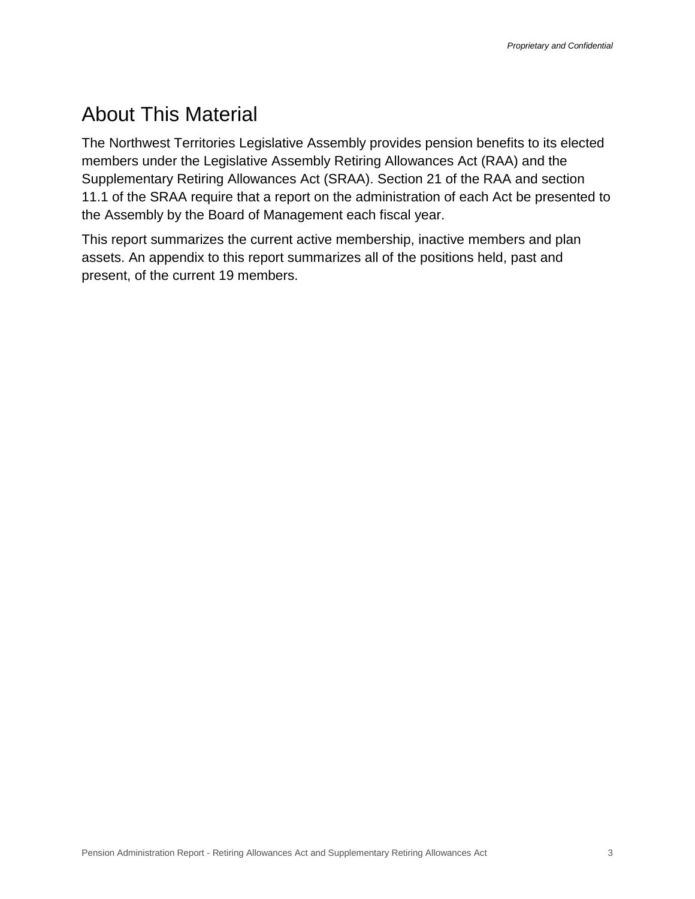# About This Material

The Northwest Territories Legislative Assembly provides pension benefits to its elected members under the Legislative Assembly Retiring Allowances Act (RAA) and the Supplementary Retiring Allowances Act (SRAA). Section 21 of the RAA and section 11.1 of the SRAA require that a report on the administration of each Act be presented to the Assembly by the Board of Management each fiscal year.

This report summarizes the current active membership, inactive members and plan assets. An appendix to this report summarizes all of the positions held, past and present, of the current 19 members.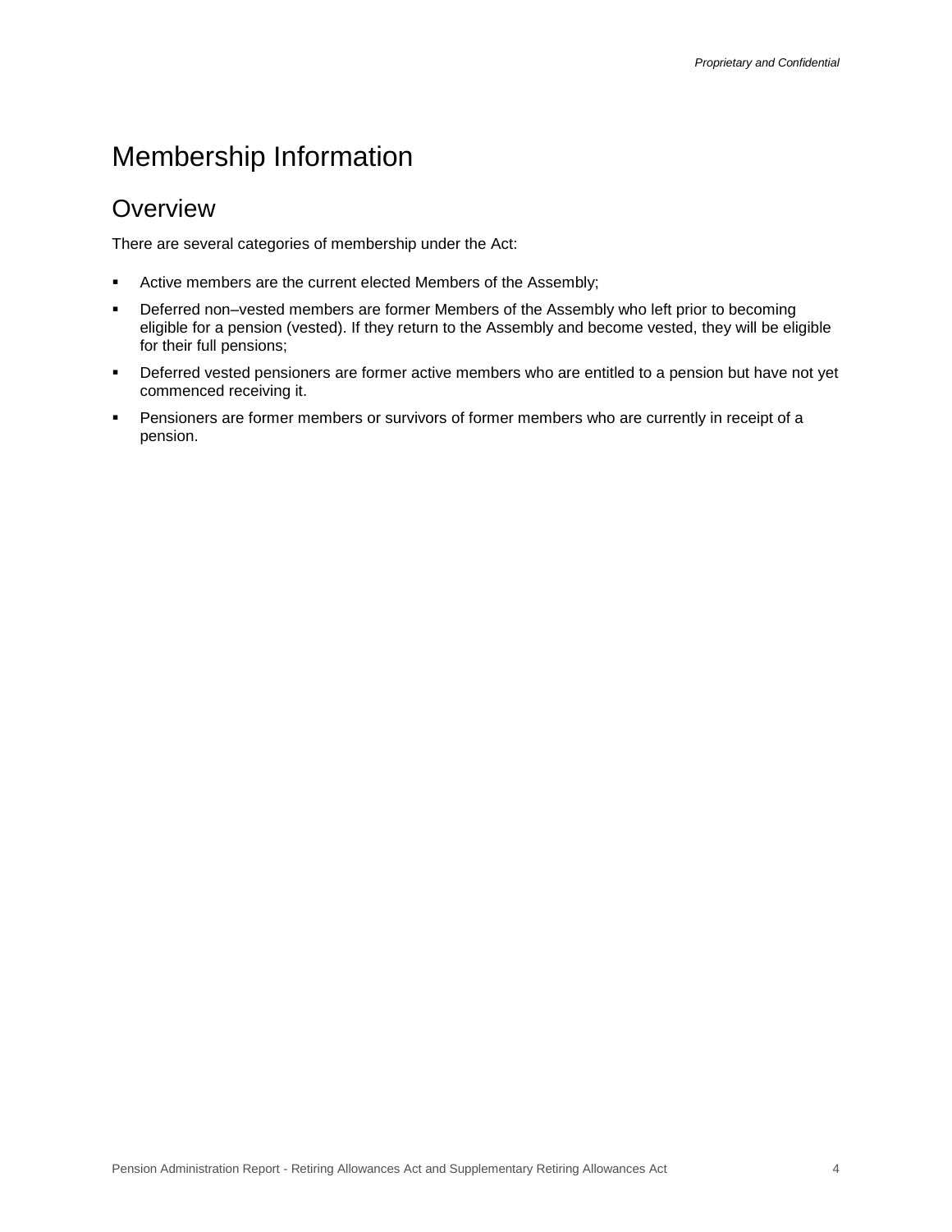# Membership Information

## Overview

There are several categories of membership under the Act:

- Active members are the current elected Members of the Assembly;
- Deferred non–vested members are former Members of the Assembly who left prior to becoming eligible for a pension (vested). If they return to the Assembly and become vested, they will be eligible for their full pensions;
- Deferred vested pensioners are former active members who are entitled to a pension but have not yet commenced receiving it.
- Pensioners are former members or survivors of former members who are currently in receipt of a pension.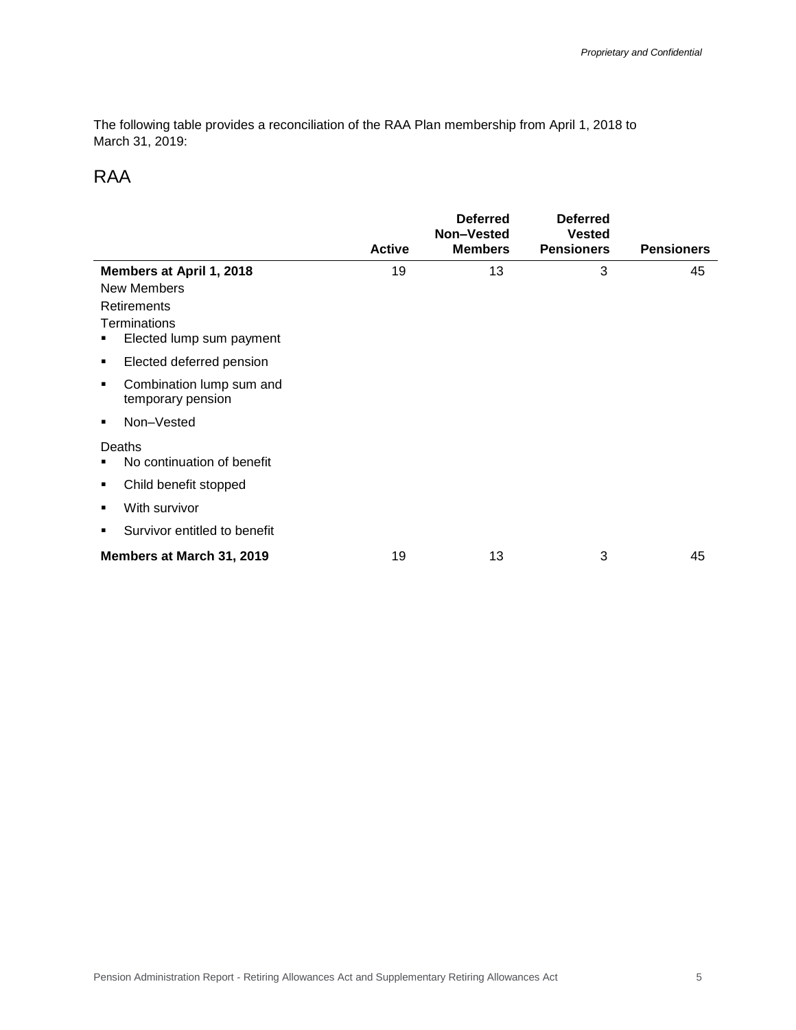The following table provides a reconciliation of the RAA Plan membership from April 1, 2018 to March 31, 2019:

## RAA

| | Active | Deferred Non–Vested Members | Deferred Vested Pensioners | Pensioners |
|---|---|---|---|---|
| **Members at April 1, 2018** | 19 | 13 | 3 | 45 |
| New Members | | | | |
| Retirements | | | | |
| Terminations | | | | |
| ▪ Elected lump sum payment | | | | |
| ▪ Elected deferred pension | | | | |
| ▪ Combination lump sum and temporary pension | | | | |
| ▪ Non–Vested | | | | |
| Deaths | | | | |
| ▪ No continuation of benefit | | | | |
| ▪ Child benefit stopped | | | | |
| ▪ With survivor | | | | |
| ▪ Survivor entitled to benefit | | | | |
| **Members at March 31, 2019** | 19 | 13 | 3 | 45 |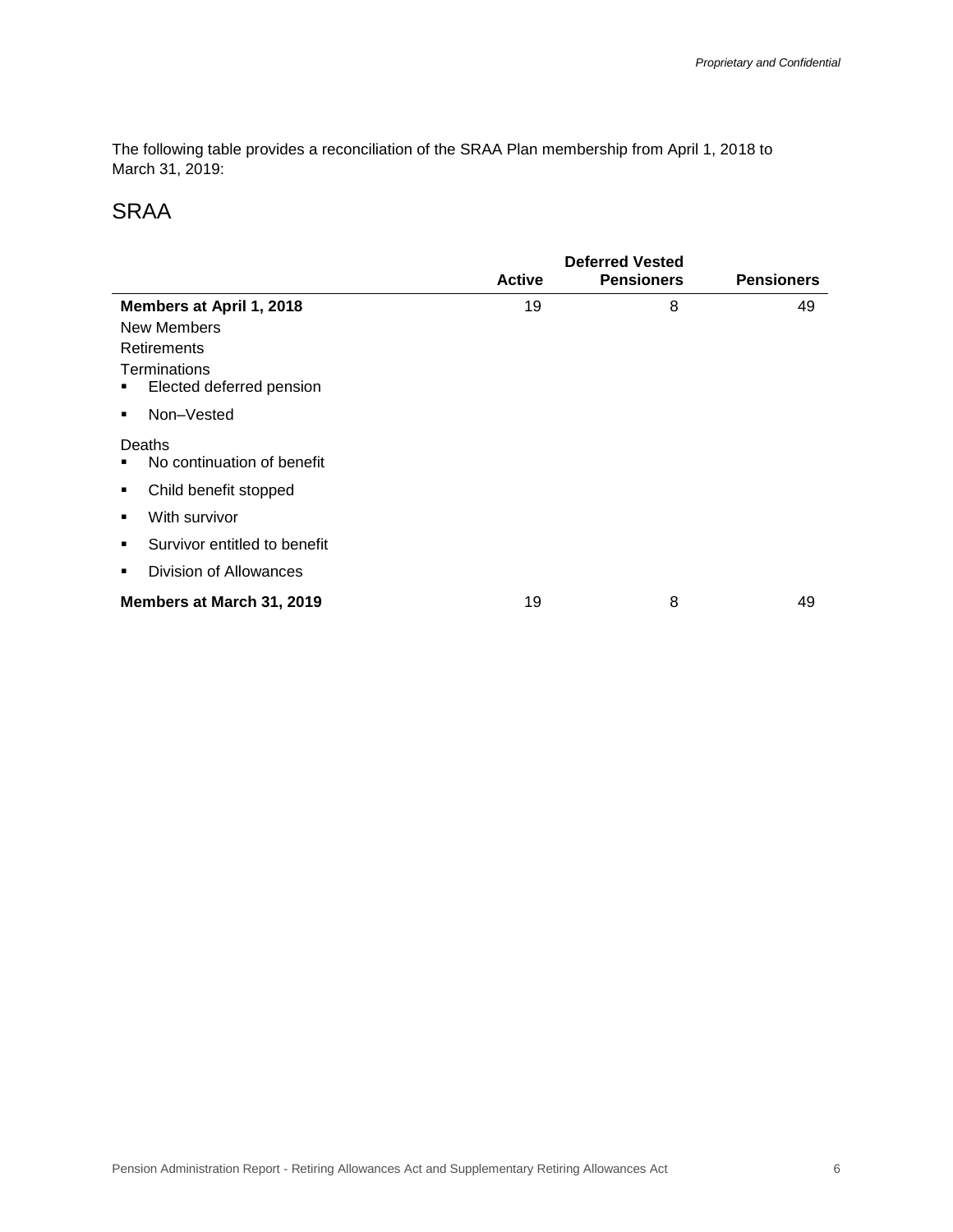The following table provides a reconciliation of the SRAA Plan membership from April 1, 2018 to March 31, 2019:

## SRAA

| | Active | Deferred Vested Pensioners | Pensioners |
|---|---|---|---|
| **Members at April 1, 2018** | 19 | 8 | 49 |
| New Members | | | |
| Retirements | | | |
| Terminations | | | |
| ▪ Elected deferred pension | | | |
| ▪ Non–Vested | | | |
| Deaths | | | |
| ▪ No continuation of benefit | | | |
| ▪ Child benefit stopped | | | |
| ▪ With survivor | | | |
| ▪ Survivor entitled to benefit | | | |
| ▪ Division of Allowances | | | |
| **Members at March 31, 2019** | 19 | 8 | 49 |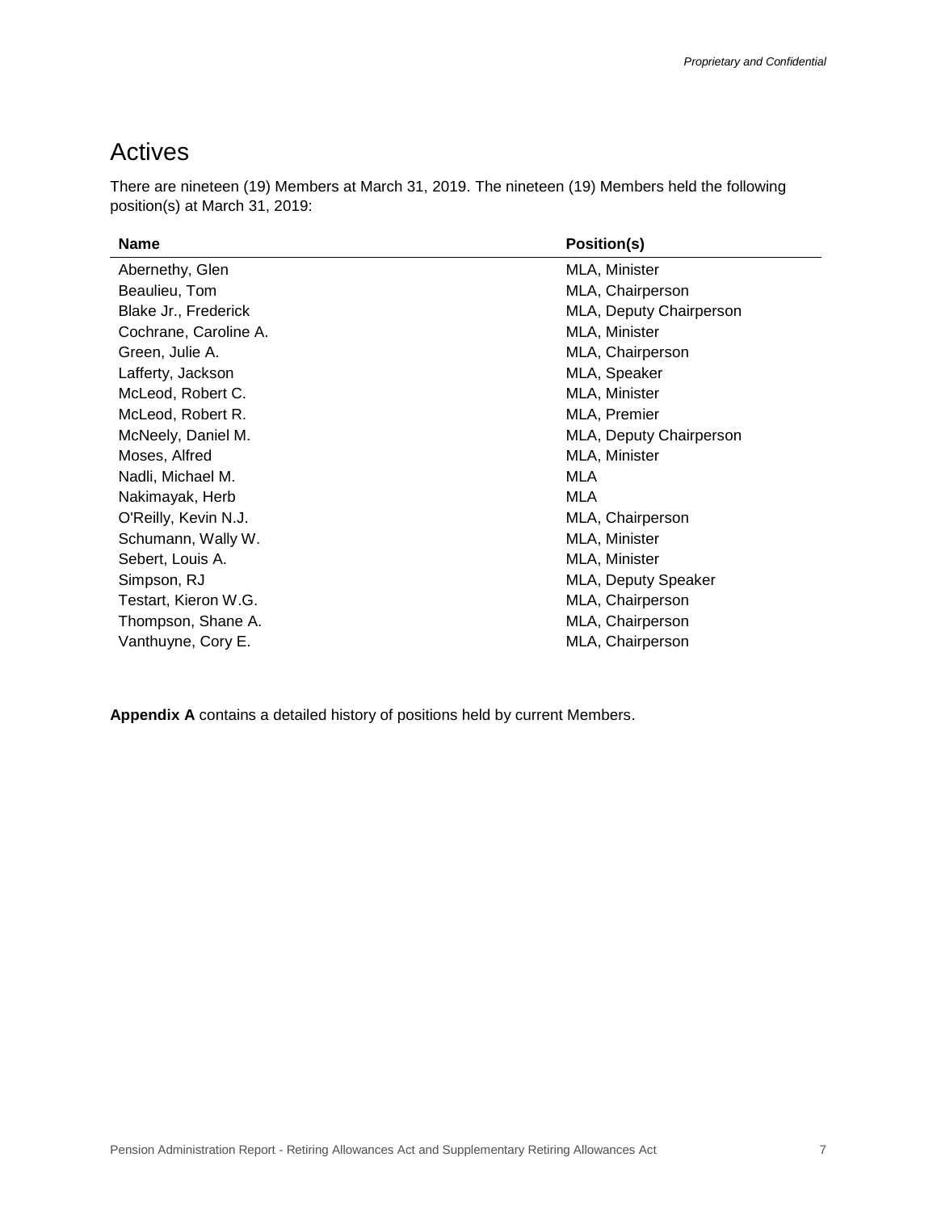## Actives

There are nineteen (19) Members at March 31, 2019. The nineteen (19) Members held the following position(s) at March 31, 2019:

| Name | Position(s) |
| --- | --- |
| Abernethy, Glen | MLA, Minister |
| Beaulieu, Tom | MLA, Chairperson |
| Blake Jr., Frederick | MLA, Deputy Chairperson |
| Cochrane, Caroline A. | MLA, Minister |
| Green, Julie A. | MLA, Chairperson |
| Lafferty, Jackson | MLA, Speaker |
| McLeod, Robert C. | MLA, Minister |
| McLeod, Robert R. | MLA, Premier |
| McNeely, Daniel M. | MLA, Deputy Chairperson |
| Moses, Alfred | MLA, Minister |
| Nadli, Michael M. | MLA |
| Nakimayak, Herb | MLA |
| O'Reilly, Kevin N.J. | MLA, Chairperson |
| Schumann, Wally W. | MLA, Minister |
| Sebert, Louis A. | MLA, Minister |
| Simpson, RJ | MLA, Deputy Speaker |
| Testart, Kieron W.G. | MLA, Chairperson |
| Thompson, Shane A. | MLA, Chairperson |
| Vanthuyne, Cory E. | MLA, Chairperson |

**Appendix A** contains a detailed history of positions held by current Members.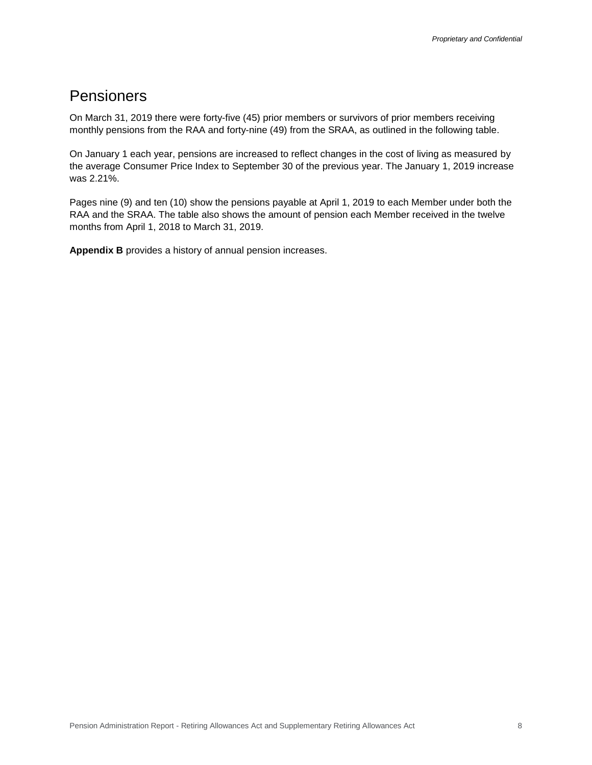# Pensioners

On March 31, 2019 there were forty-five (45) prior members or survivors of prior members receiving monthly pensions from the RAA and forty-nine (49) from the SRAA, as outlined in the following table.

On January 1 each year, pensions are increased to reflect changes in the cost of living as measured by the average Consumer Price Index to September 30 of the previous year. The January 1, 2019 increase was 2.21%.

Pages nine (9) and ten (10) show the pensions payable at April 1, 2019 to each Member under both the RAA and the SRAA. The table also shows the amount of pension each Member received in the twelve months from April 1, 2018 to March 31, 2019.

**Appendix B** provides a history of annual pension increases.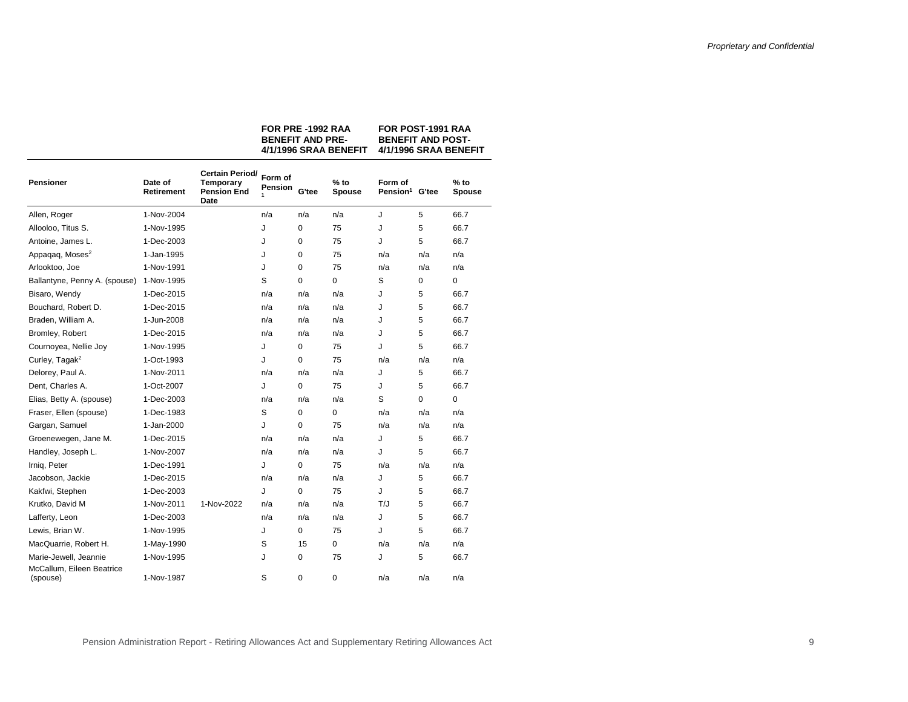| Pensioner | Date of Retirement | Certain Period/ Temporary Pension End Date | FOR PRE -1992 RAA BENEFIT AND PRE-4/1/1996 SRAA BENEFIT | | | FOR POST-1991 RAA BENEFIT AND POST-4/1/1996 SRAA BENEFIT | | |
|---|---|---|---|---|---|---|---|---|
| | | | Form of Pension[1] | G'tee | % to Spouse | Form of Pension[1] | G'tee | % to Spouse |
| Allen, Roger | 1-Nov-2004 | | n/a | n/a | n/a | J | 5 | 66.7 |
| Allooloo, Titus S. | 1-Nov-1995 | | J | 0 | 75 | J | 5 | 66.7 |
| Antoine, James L. | 1-Dec-2003 | | J | 0 | 75 | J | 5 | 66.7 |
| Appaqaq, Moses[2] | 1-Jan-1995 | | J | 0 | 75 | n/a | n/a | n/a |
| Arlooktoo, Joe | 1-Nov-1991 | | J | 0 | 75 | n/a | n/a | n/a |
| Ballantyne, Penny A. (spouse) | 1-Nov-1995 | | S | 0 | 0 | S | 0 | 0 |
| Bisaro, Wendy | 1-Dec-2015 | | n/a | n/a | n/a | J | 5 | 66.7 |
| Bouchard, Robert D. | 1-Dec-2015 | | n/a | n/a | n/a | J | 5 | 66.7 |
| Braden, William A. | 1-Jun-2008 | | n/a | n/a | n/a | J | 5 | 66.7 |
| Bromley, Robert | 1-Dec-2015 | | n/a | n/a | n/a | J | 5 | 66.7 |
| Cournoyea, Nellie Joy | 1-Nov-1995 | | J | 0 | 75 | J | 5 | 66.7 |
| Curley, Tagak[2] | 1-Oct-1993 | | J | 0 | 75 | n/a | n/a | n/a |
| Delorey, Paul A. | 1-Nov-2011 | | n/a | n/a | n/a | J | 5 | 66.7 |
| Dent, Charles A. | 1-Oct-2007 | | J | 0 | 75 | J | 5 | 66.7 |
| Elias, Betty A. (spouse) | 1-Dec-2003 | | n/a | n/a | n/a | S | 0 | 0 |
| Fraser, Ellen (spouse) | 1-Dec-1983 | | S | 0 | 0 | n/a | n/a | n/a |
| Gargan, Samuel | 1-Jan-2000 | | J | 0 | 75 | n/a | n/a | n/a |
| Groenewegen, Jane M. | 1-Dec-2015 | | n/a | n/a | n/a | J | 5 | 66.7 |
| Handley, Joseph L. | 1-Nov-2007 | | n/a | n/a | n/a | J | 5 | 66.7 |
| Irniq, Peter | 1-Dec-1991 | | J | 0 | 75 | n/a | n/a | n/a |
| Jacobson, Jackie | 1-Dec-2015 | | n/a | n/a | n/a | J | 5 | 66.7 |
| Kakfwi, Stephen | 1-Dec-2003 | | J | 0 | 75 | J | 5 | 66.7 |
| Krutko, David M | 1-Nov-2011 | 1-Nov-2022 | n/a | n/a | n/a | T/J | 5 | 66.7 |
| Lafferty, Leon | 1-Dec-2003 | | n/a | n/a | n/a | J | 5 | 66.7 |
| Lewis, Brian W. | 1-Nov-1995 | | J | 0 | 75 | J | 5 | 66.7 |
| MacQuarrie, Robert H. | 1-May-1990 | | S | 15 | 0 | n/a | n/a | n/a |
| Marie-Jewell, Jeannie | 1-Nov-1995 | | J | 0 | 75 | J | 5 | 66.7 |
| McCallum, Eileen Beatrice (spouse) | 1-Nov-1987 | | S | 0 | 0 | n/a | n/a | n/a |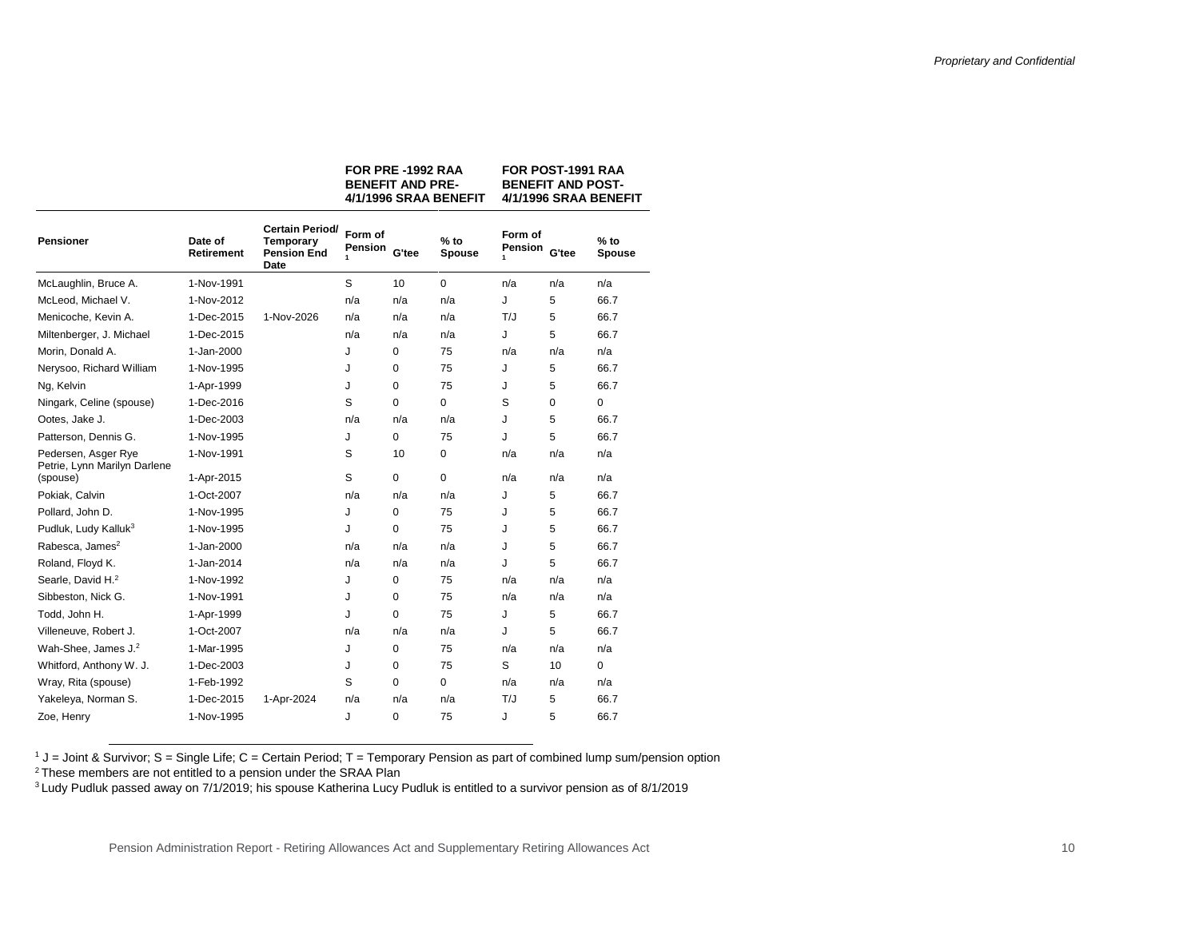| Pensioner | Date of Retirement | Certain Period/ Temporary Pension End Date | FOR PRE -1992 RAA BENEFIT AND PRE-4/1/1996 SRAA BENEFIT | | | FOR POST-1991 RAA BENEFIT AND POST-4/1/1996 SRAA BENEFIT | | |
|---|---|---|---|---|---|---|---|---|
| | | | Form of Pension [1] | G'tee | % to Spouse | Form of Pension [1] | G'tee | % to Spouse |
| McLaughlin, Bruce A. | 1-Nov-1991 | | S | 10 | 0 | n/a | n/a | n/a |
| McLeod, Michael V. | 1-Nov-2012 | | n/a | n/a | n/a | J | 5 | 66.7 |
| Menicoche, Kevin A. | 1-Dec-2015 | 1-Nov-2026 | n/a | n/a | n/a | T/J | 5 | 66.7 |
| Miltenberger, J. Michael | 1-Dec-2015 | | n/a | n/a | n/a | J | 5 | 66.7 |
| Morin, Donald A. | 1-Jan-2000 | | J | 0 | 75 | n/a | n/a | n/a |
| Nerysoo, Richard William | 1-Nov-1995 | | J | 0 | 75 | J | 5 | 66.7 |
| Ng, Kelvin | 1-Apr-1999 | | J | 0 | 75 | J | 5 | 66.7 |
| Ningark, Celine (spouse) | 1-Dec-2016 | | S | 0 | 0 | S | 0 | 0 |
| Ootes, Jake J. | 1-Dec-2003 | | n/a | n/a | n/a | J | 5 | 66.7 |
| Patterson, Dennis G. | 1-Nov-1995 | | J | 0 | 75 | J | 5 | 66.7 |
| Pedersen, Asger Rye | 1-Nov-1991 | | S | 10 | 0 | n/a | n/a | n/a |
| Petrie, Lynn Marilyn Darlene (spouse) | 1-Apr-2015 | | S | 0 | 0 | n/a | n/a | n/a |
| Pokiak, Calvin | 1-Oct-2007 | | n/a | n/a | n/a | J | 5 | 66.7 |
| Pollard, John D. | 1-Nov-1995 | | J | 0 | 75 | J | 5 | 66.7 |
| Pudluk, Ludy Kalluk[3] | 1-Nov-1995 | | J | 0 | 75 | J | 5 | 66.7 |
| Rabesca, James[2] | 1-Jan-2000 | | n/a | n/a | n/a | J | 5 | 66.7 |
| Roland, Floyd K. | 1-Jan-2014 | | n/a | n/a | n/a | J | 5 | 66.7 |
| Searle, David H.[2] | 1-Nov-1992 | | J | 0 | 75 | n/a | n/a | n/a |
| Sibbeston, Nick G. | 1-Nov-1991 | | J | 0 | 75 | n/a | n/a | n/a |
| Todd, John H. | 1-Apr-1999 | | J | 0 | 75 | J | 5 | 66.7 |
| Villeneuve, Robert J. | 1-Oct-2007 | | n/a | n/a | n/a | J | 5 | 66.7 |
| Wah-Shee, James J.[2] | 1-Mar-1995 | | J | 0 | 75 | n/a | n/a | n/a |
| Whitford, Anthony W. J. | 1-Dec-2003 | | J | 0 | 75 | S | 10 | 0 |
| Wray, Rita (spouse) | 1-Feb-1992 | | S | 0 | 0 | n/a | n/a | n/a |
| Yakeleya, Norman S. | 1-Dec-2015 | 1-Apr-2024 | n/a | n/a | n/a | T/J | 5 | 66.7 |
| Zoe, Henry | 1-Nov-1995 | | J | 0 | 75 | J | 5 | 66.7 |

[1] J = Joint & Survivor; S = Single Life; C = Certain Period; T = Temporary Pension as part of combined lump sum/pension option

[2] These members are not entitled to a pension under the SRAA Plan

[3] Ludy Pudluk passed away on 7/1/2019; his spouse Katherina Lucy Pudluk is entitled to a survivor pension as of 8/1/2019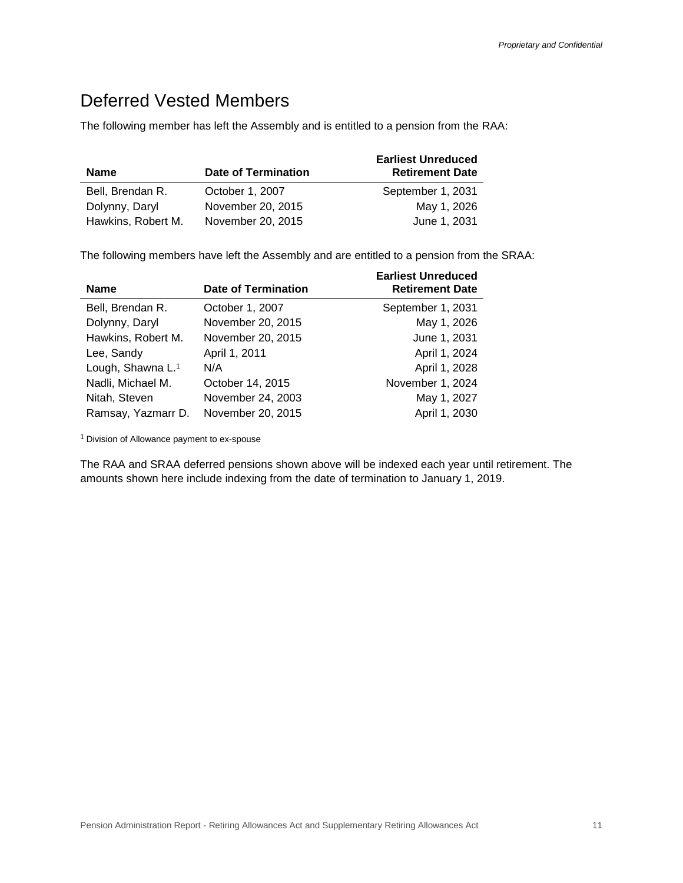# Deferred Vested Members

The following member has left the Assembly and is entitled to a pension from the RAA:

| Name | Date of Termination | Earliest Unreduced Retirement Date |
|---|---|---|
| Bell, Brendan R. | October 1, 2007 | September 1, 2031 |
| Dolynny, Daryl | November 20, 2015 | May 1, 2026 |
| Hawkins, Robert M. | November 20, 2015 | June 1, 2031 |

The following members have left the Assembly and are entitled to a pension from the SRAA:

| Name | Date of Termination | Earliest Unreduced Retirement Date |
|---|---|---|
| Bell, Brendan R. | October 1, 2007 | September 1, 2031 |
| Dolynny, Daryl | November 20, 2015 | May 1, 2026 |
| Hawkins, Robert M. | November 20, 2015 | June 1, 2031 |
| Lee, Sandy | April 1, 2011 | April 1, 2024 |
| Lough, Shawna L.[1] | N/A | April 1, 2028 |
| Nadli, Michael M. | October 14, 2015 | November 1, 2024 |
| Nitah, Steven | November 24, 2003 | May 1, 2027 |
| Ramsay, Yazmarr D. | November 20, 2015 | April 1, 2030 |

[1] Division of Allowance payment to ex-spouse

The RAA and SRAA deferred pensions shown above will be indexed each year until retirement. The amounts shown here include indexing from the date of termination to January 1, 2019.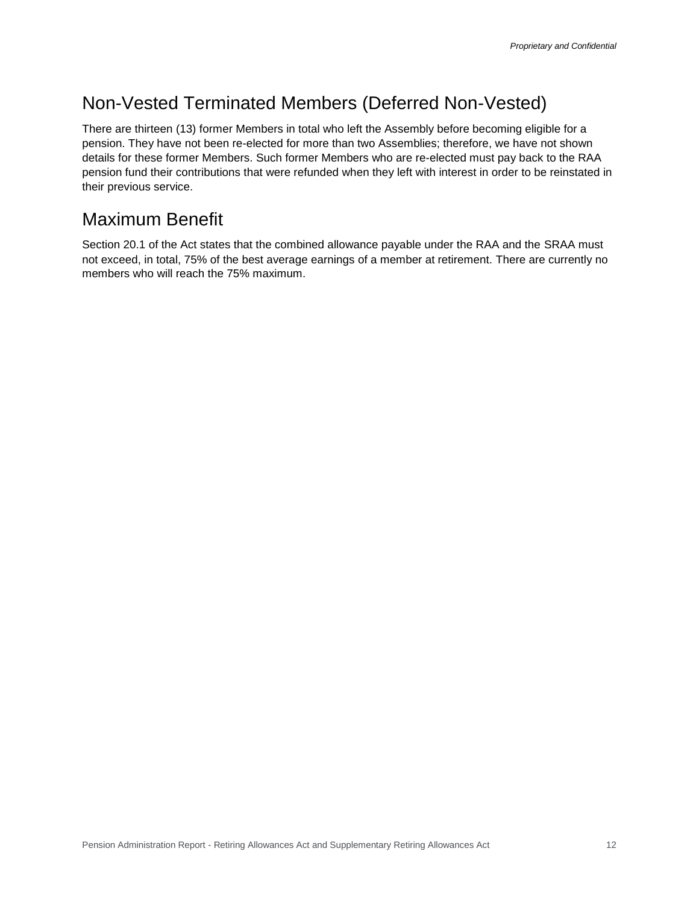## Non-Vested Terminated Members (Deferred Non-Vested)

There are thirteen (13) former Members in total who left the Assembly before becoming eligible for a pension. They have not been re-elected for more than two Assemblies; therefore, we have not shown details for these former Members. Such former Members who are re-elected must pay back to the RAA pension fund their contributions that were refunded when they left with interest in order to be reinstated in their previous service.

## Maximum Benefit

Section 20.1 of the Act states that the combined allowance payable under the RAA and the SRAA must not exceed, in total, 75% of the best average earnings of a member at retirement. There are currently no members who will reach the 75% maximum.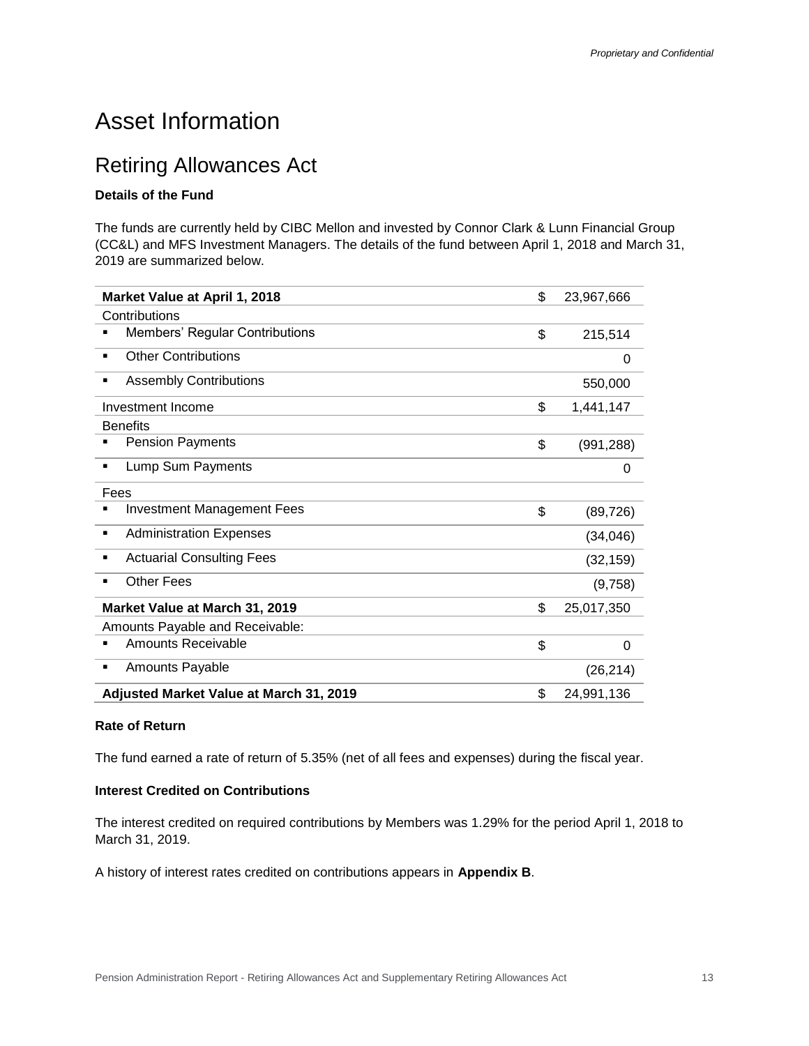# Asset Information

## Retiring Allowances Act

**Details of the Fund**

The funds are currently held by CIBC Mellon and invested by Connor Clark & Lunn Financial Group (CC&L) and MFS Investment Managers. The details of the fund between April 1, 2018 and March 31, 2019 are summarized below.

| | | |
|---|---|---|
| **Market Value at April 1, 2018** | $ | 23,967,666 |
| Contributions | | |
| ▪ Members' Regular Contributions | $ | 215,514 |
| ▪ Other Contributions | | 0 |
| ▪ Assembly Contributions | | 550,000 |
| Investment Income | $ | 1,441,147 |
| Benefits | | |
| ▪ Pension Payments | $ | (991,288) |
| ▪ Lump Sum Payments | | 0 |
| Fees | | |
| ▪ Investment Management Fees | $ | (89,726) |
| ▪ Administration Expenses | | (34,046) |
| ▪ Actuarial Consulting Fees | | (32,159) |
| ▪ Other Fees | | (9,758) |
| **Market Value at March 31, 2019** | $ | 25,017,350 |
| Amounts Payable and Receivable: | | |
| ▪ Amounts Receivable | $ | 0 |
| ▪ Amounts Payable | | (26,214) |
| **Adjusted Market Value at March 31, 2019** | $ | 24,991,136 |

**Rate of Return**

The fund earned a rate of return of 5.35% (net of all fees and expenses) during the fiscal year.

**Interest Credited on Contributions**

The interest credited on required contributions by Members was 1.29% for the period April 1, 2018 to March 31, 2019.

A history of interest rates credited on contributions appears in **Appendix B**.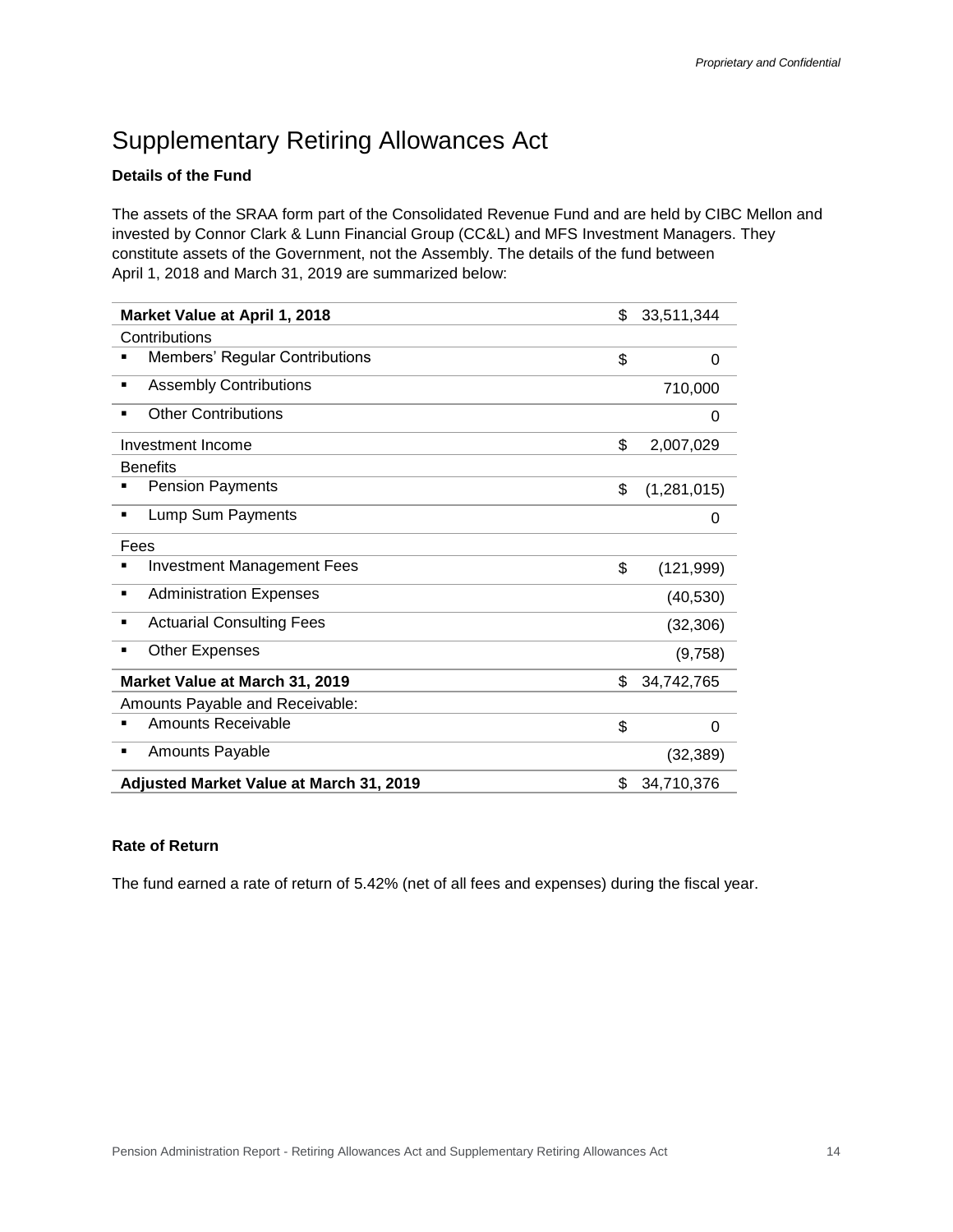# Supplementary Retiring Allowances Act

**Details of the Fund**

The assets of the SRAA form part of the Consolidated Revenue Fund and are held by CIBC Mellon and invested by Connor Clark & Lunn Financial Group (CC&L) and MFS Investment Managers. They constitute assets of the Government, not the Assembly. The details of the fund between April 1, 2018 and March 31, 2019 are summarized below:

| | | |
|---|---|---|
| **Market Value at April 1, 2018** | $ | 33,511,344 |
| Contributions | | |
| ▪ Members' Regular Contributions | $ | 0 |
| ▪ Assembly Contributions | | 710,000 |
| ▪ Other Contributions | | 0 |
| Investment Income | $ | 2,007,029 |
| Benefits | | |
| ▪ Pension Payments | $ | (1,281,015) |
| ▪ Lump Sum Payments | | 0 |
| Fees | | |
| ▪ Investment Management Fees | $ | (121,999) |
| ▪ Administration Expenses | | (40,530) |
| ▪ Actuarial Consulting Fees | | (32,306) |
| ▪ Other Expenses | | (9,758) |
| **Market Value at March 31, 2019** | $ | 34,742,765 |
| Amounts Payable and Receivable: | | |
| ▪ Amounts Receivable | $ | 0 |
| ▪ Amounts Payable | | (32,389) |
| **Adjusted Market Value at March 31, 2019** | $ | 34,710,376 |

**Rate of Return**

The fund earned a rate of return of 5.42% (net of all fees and expenses) during the fiscal year.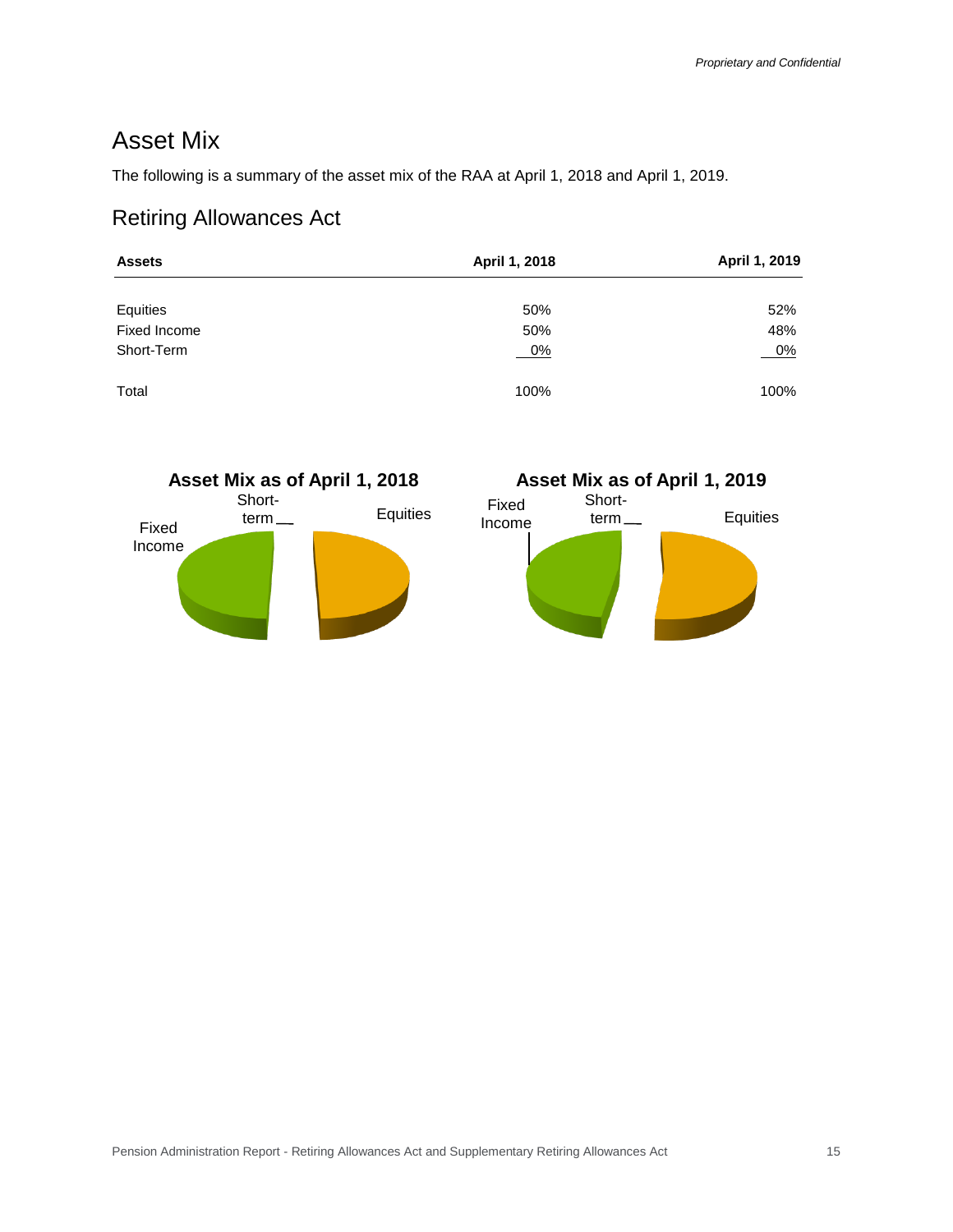*Proprietary and Confidential*

# Asset Mix

The following is a summary of the asset mix of the RAA at April 1, 2018 and April 1, 2019.

## Retiring Allowances Act

| Assets | April 1, 2018 | April 1, 2019 |
|---|---|---|
| Equities | 50% | 52% |
| Fixed Income | 50% | 48% |
| Short-Term | 0% | 0% |
| Total | 100% | 100% |

**Asset Mix as of April 1, 2018**

Short-term, Fixed Income, Equities

**Asset Mix as of April 1, 2019**

Fixed Income, Short-term, Equities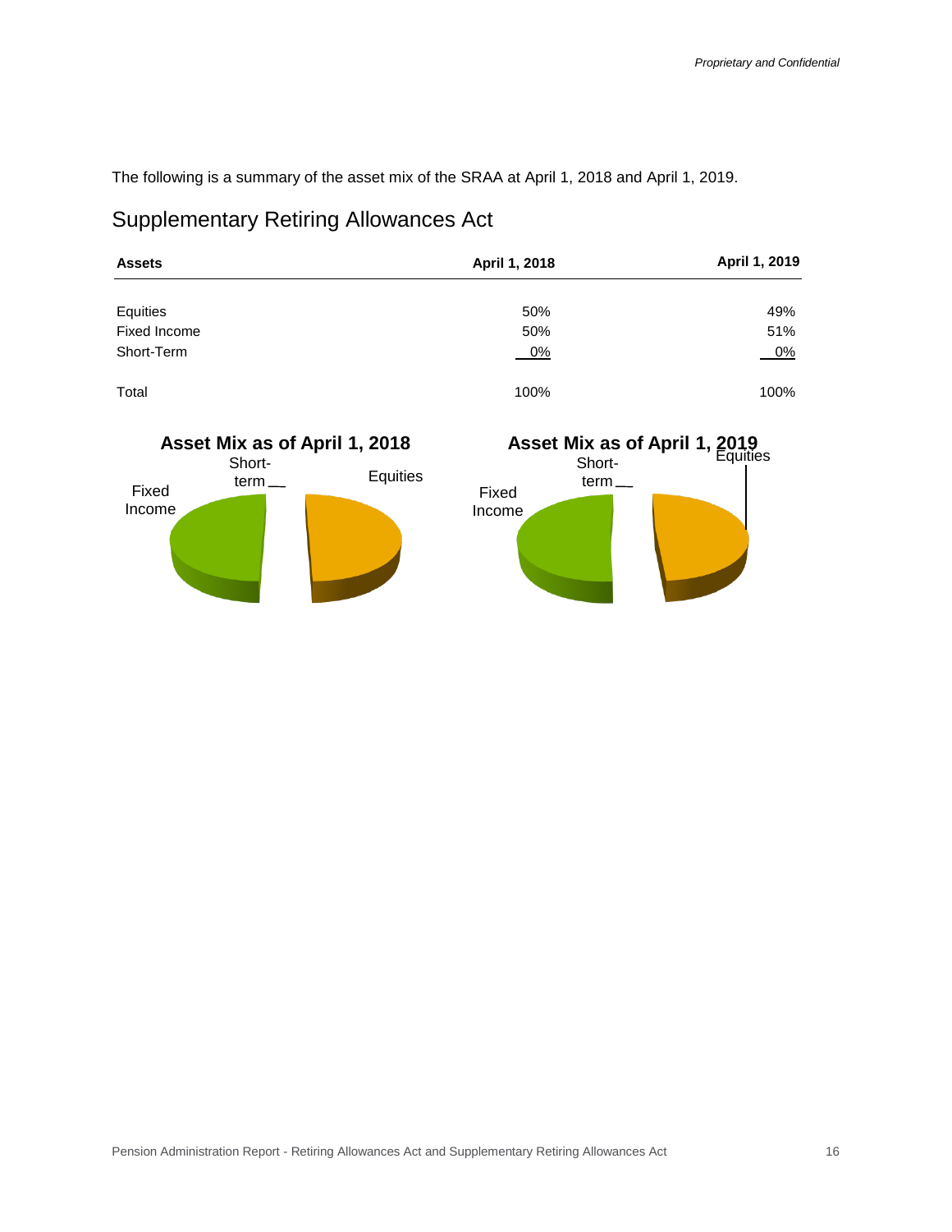The following is a summary of the asset mix of the SRAA at April 1, 2018 and April 1, 2019.

## Supplementary Retiring Allowances Act

| Assets | April 1, 2018 | April 1, 2019 |
|---|---|---|
| Equities | 50% | 49% |
| Fixed Income | 50% | 51% |
| Short-Term | 0% | 0% |
| Total | 100% | 100% |

**Asset Mix as of April 1, 2018**

Short-term
Equities
Fixed Income

**Asset Mix as of April 1, 2019**

Equities
Short-term
Fixed Income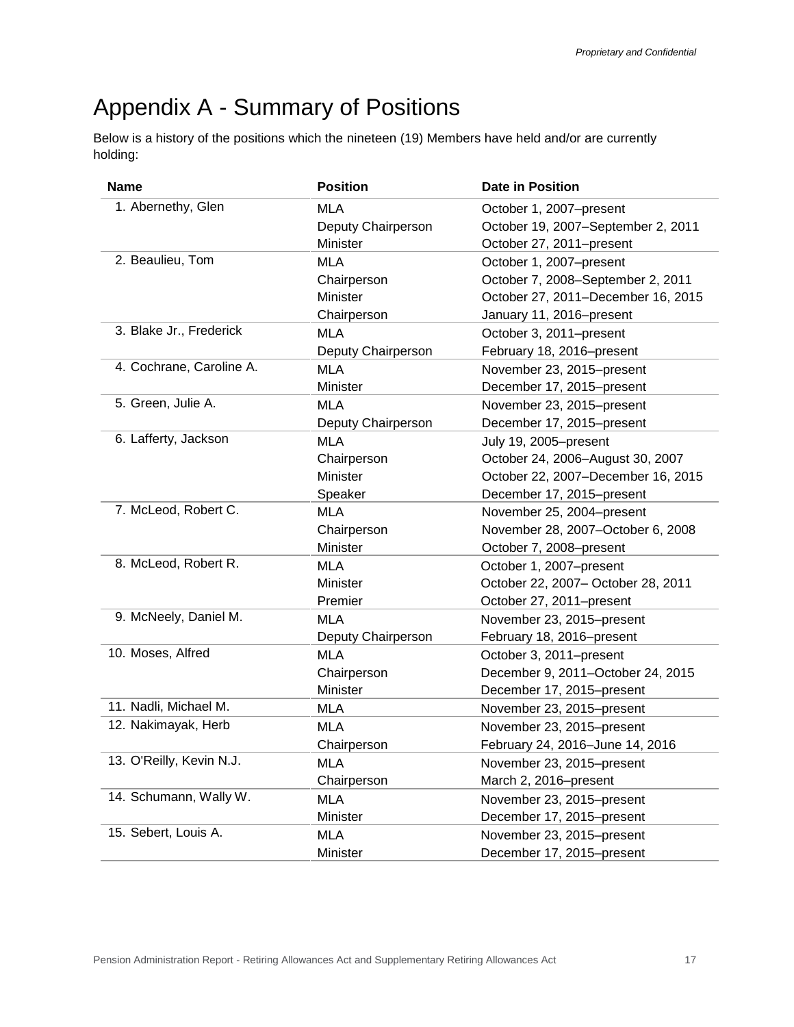# Appendix A - Summary of Positions

Below is a history of the positions which the nineteen (19) Members have held and/or are currently holding:

| Name | Position | Date in Position |
| --- | --- | --- |
| 1. Abernethy, Glen | MLA | October 1, 2007–present |
| | Deputy Chairperson | October 19, 2007–September 2, 2011 |
| | Minister | October 27, 2011–present |
| 2. Beaulieu, Tom | MLA | October 1, 2007–present |
| | Chairperson | October 7, 2008–September 2, 2011 |
| | Minister | October 27, 2011–December 16, 2015 |
| | Chairperson | January 11, 2016–present |
| 3. Blake Jr., Frederick | MLA | October 3, 2011–present |
| | Deputy Chairperson | February 18, 2016–present |
| 4. Cochrane, Caroline A. | MLA | November 23, 2015–present |
| | Minister | December 17, 2015–present |
| 5. Green, Julie A. | MLA | November 23, 2015–present |
| | Deputy Chairperson | December 17, 2015–present |
| 6. Lafferty, Jackson | MLA | July 19, 2005–present |
| | Chairperson | October 24, 2006–August 30, 2007 |
| | Minister | October 22, 2007–December 16, 2015 |
| | Speaker | December 17, 2015–present |
| 7. McLeod, Robert C. | MLA | November 25, 2004–present |
| | Chairperson | November 28, 2007–October 6, 2008 |
| | Minister | October 7, 2008–present |
| 8. McLeod, Robert R. | MLA | October 1, 2007–present |
| | Minister | October 22, 2007– October 28, 2011 |
| | Premier | October 27, 2011–present |
| 9. McNeely, Daniel M. | MLA | November 23, 2015–present |
| | Deputy Chairperson | February 18, 2016–present |
| 10. Moses, Alfred | MLA | October 3, 2011–present |
| | Chairperson | December 9, 2011–October 24, 2015 |
| | Minister | December 17, 2015–present |
| 11. Nadli, Michael M. | MLA | November 23, 2015–present |
| 12. Nakimayak, Herb | MLA | November 23, 2015–present |
| | Chairperson | February 24, 2016–June 14, 2016 |
| 13. O'Reilly, Kevin N.J. | MLA | November 23, 2015–present |
| | Chairperson | March 2, 2016–present |
| 14. Schumann, Wally W. | MLA | November 23, 2015–present |
| | Minister | December 17, 2015–present |
| 15. Sebert, Louis A. | MLA | November 23, 2015–present |
| | Minister | December 17, 2015–present |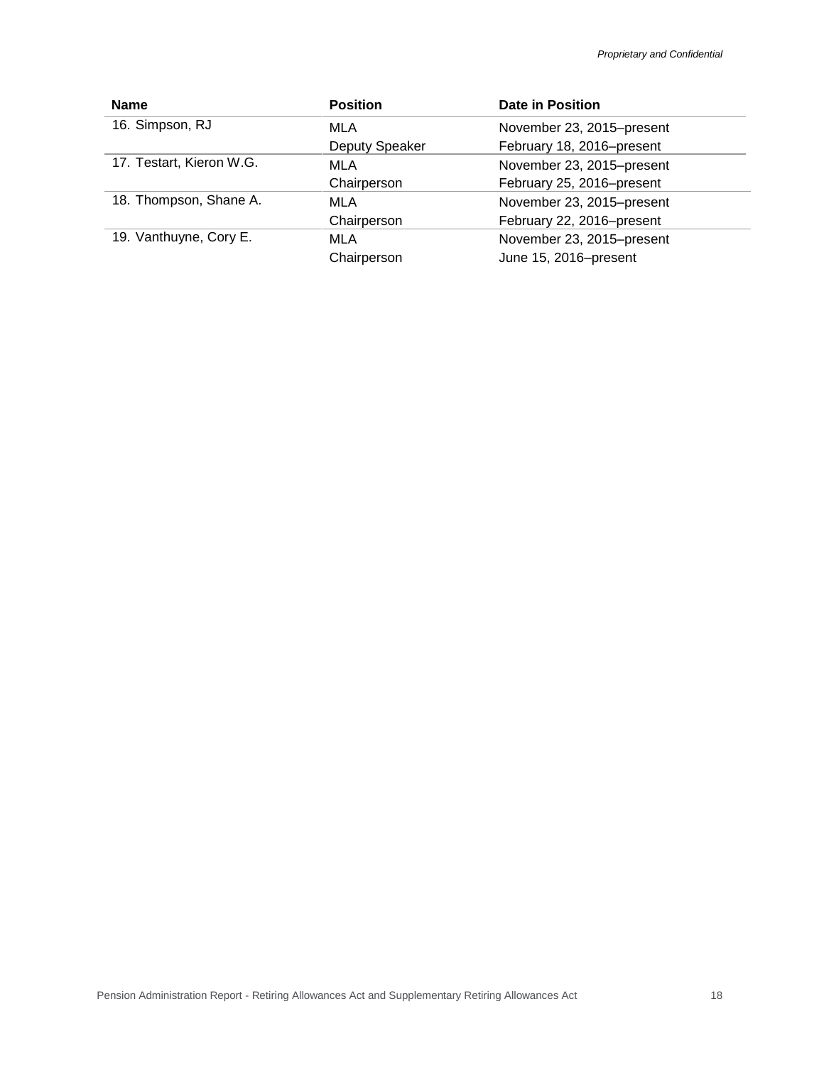| Name | Position | Date in Position |
|---|---|---|
| 16. Simpson, RJ | MLA | November 23, 2015–present |
| | Deputy Speaker | February 18, 2016–present |
| 17. Testart, Kieron W.G. | MLA | November 23, 2015–present |
| | Chairperson | February 25, 2016–present |
| 18. Thompson, Shane A. | MLA | November 23, 2015–present |
| | Chairperson | February 22, 2016–present |
| 19. Vanthuyne, Cory E. | MLA | November 23, 2015–present |
| | Chairperson | June 15, 2016–present |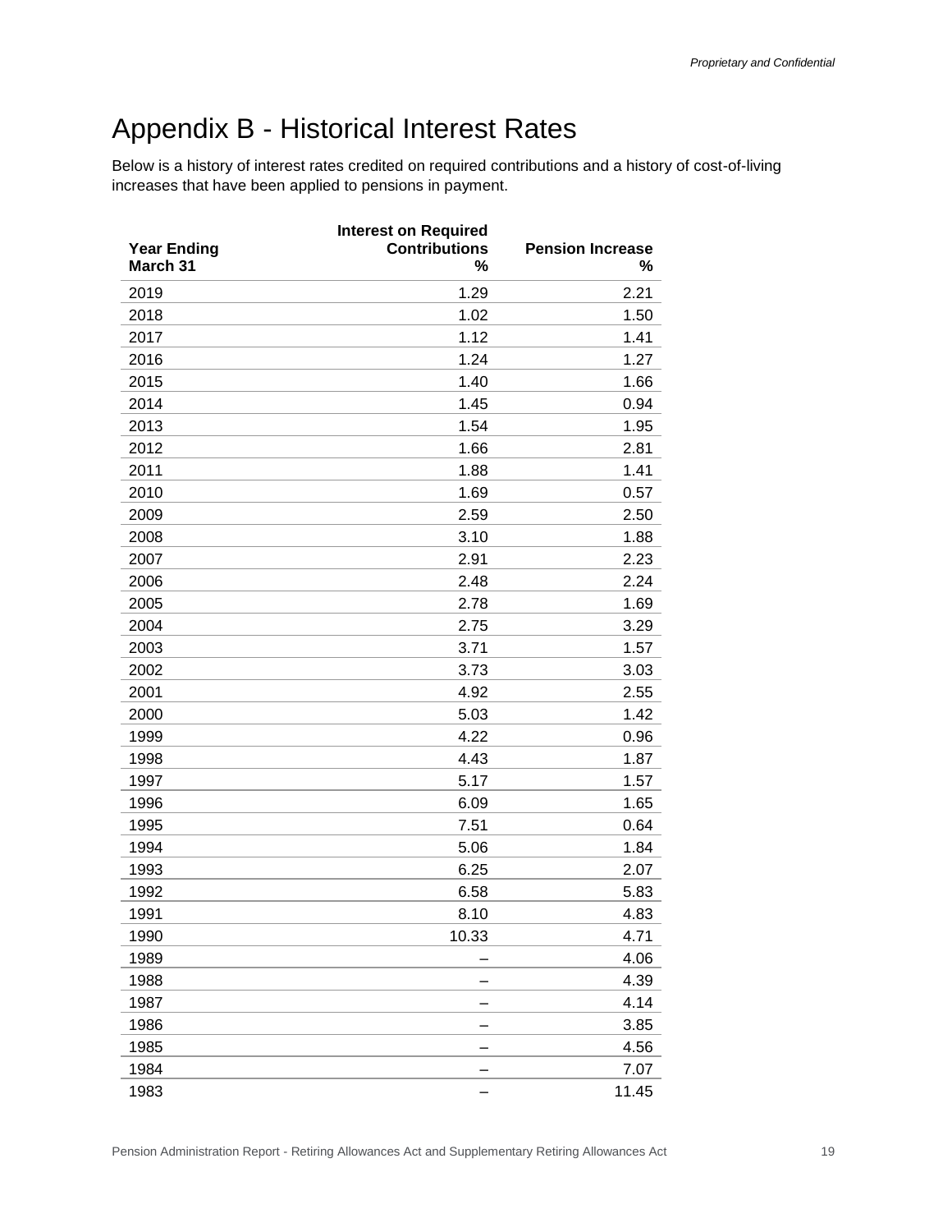# Appendix B - Historical Interest Rates

Below is a history of interest rates credited on required contributions and a history of cost-of-living increases that have been applied to pensions in payment.

| Year Ending March 31 | Interest on Required Contributions % | Pension Increase % |
|---|---:|---:|
| 2019 | 1.29 | 2.21 |
| 2018 | 1.02 | 1.50 |
| 2017 | 1.12 | 1.41 |
| 2016 | 1.24 | 1.27 |
| 2015 | 1.40 | 1.66 |
| 2014 | 1.45 | 0.94 |
| 2013 | 1.54 | 1.95 |
| 2012 | 1.66 | 2.81 |
| 2011 | 1.88 | 1.41 |
| 2010 | 1.69 | 0.57 |
| 2009 | 2.59 | 2.50 |
| 2008 | 3.10 | 1.88 |
| 2007 | 2.91 | 2.23 |
| 2006 | 2.48 | 2.24 |
| 2005 | 2.78 | 1.69 |
| 2004 | 2.75 | 3.29 |
| 2003 | 3.71 | 1.57 |
| 2002 | 3.73 | 3.03 |
| 2001 | 4.92 | 2.55 |
| 2000 | 5.03 | 1.42 |
| 1999 | 4.22 | 0.96 |
| 1998 | 4.43 | 1.87 |
| 1997 | 5.17 | 1.57 |
| 1996 | 6.09 | 1.65 |
| 1995 | 7.51 | 0.64 |
| 1994 | 5.06 | 1.84 |
| 1993 | 6.25 | 2.07 |
| 1992 | 6.58 | 5.83 |
| 1991 | 8.10 | 4.83 |
| 1990 | 10.33 | 4.71 |
| 1989 | – | 4.06 |
| 1988 | – | 4.39 |
| 1987 | – | 4.14 |
| 1986 | – | 3.85 |
| 1985 | – | 4.56 |
| 1984 | – | 7.07 |
| 1983 | – | 11.45 |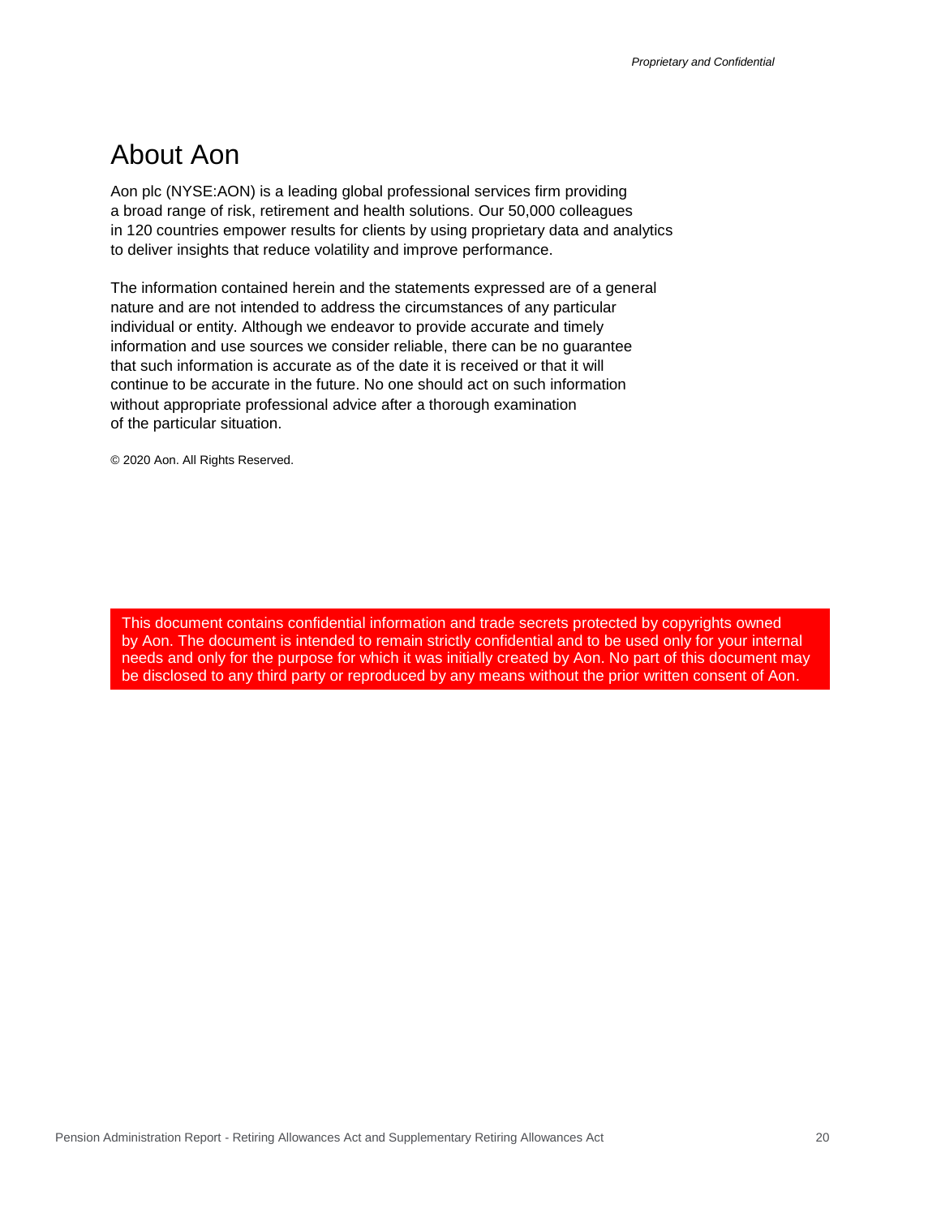## About Aon

Aon plc (NYSE:AON) is a leading global professional services firm providing a broad range of risk, retirement and health solutions. Our 50,000 colleagues in 120 countries empower results for clients by using proprietary data and analytics to deliver insights that reduce volatility and improve performance.

The information contained herein and the statements expressed are of a general nature and are not intended to address the circumstances of any particular individual or entity. Although we endeavor to provide accurate and timely information and use sources we consider reliable, there can be no guarantee that such information is accurate as of the date it is received or that it will continue to be accurate in the future. No one should act on such information without appropriate professional advice after a thorough examination of the particular situation.

© 2020 Aon. All Rights Reserved.

This document contains confidential information and trade secrets protected by copyrights owned by Aon. The document is intended to remain strictly confidential and to be used only for your internal needs and only for the purpose for which it was initially created by Aon. No part of this document may be disclosed to any third party or reproduced by any means without the prior written consent of Aon.